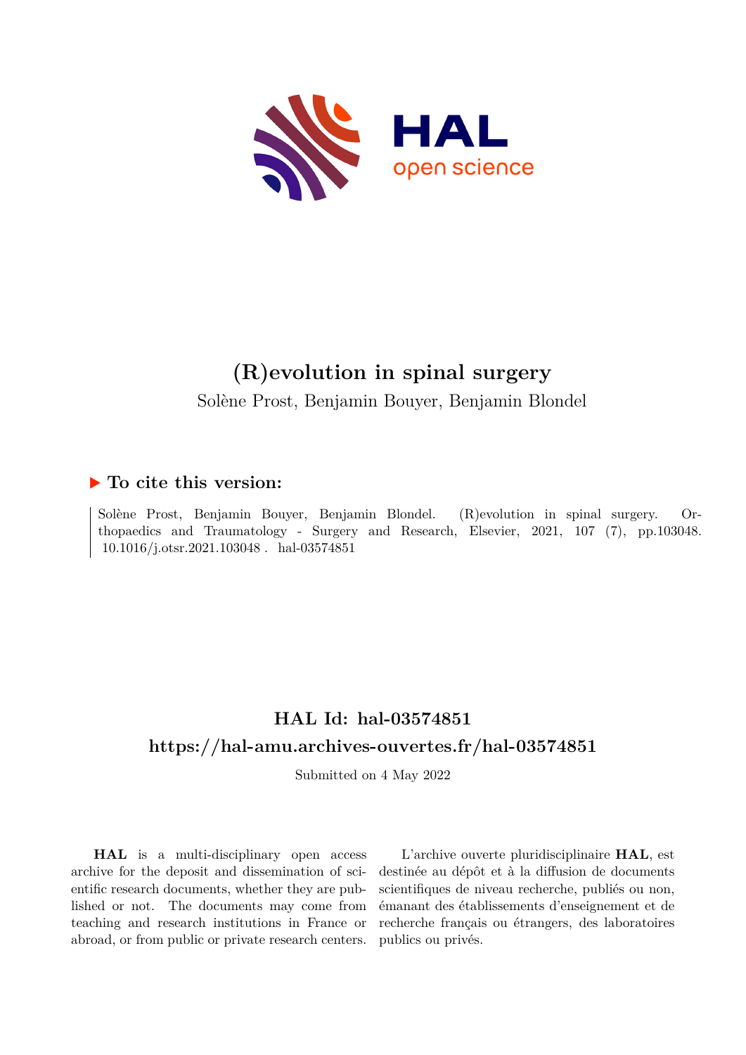# (R)evolution in spinal surgery

Solène Prost, Benjamin Bouyer, Benjamin Blondel

## ▶ To cite this version:

Solène Prost, Benjamin Bouyer, Benjamin Blondel. (R)evolution in spinal surgery. Orthopaedics and Traumatology - Surgery and Research, Elsevier, 2021, 107 (7), pp.103048. 10.1016/j.otsr.2021.103048 . hal-03574851

## HAL Id: hal-03574851

## https://hal-amu.archives-ouvertes.fr/hal-03574851

Submitted on 4 May 2022

**HAL** is a multi-disciplinary open access archive for the deposit and dissemination of scientific research documents, whether they are published or not. The documents may come from teaching and research institutions in France or abroad, or from public or private research centers.

L'archive ouverte pluridisciplinaire **HAL**, est destinée au dépôt et à la diffusion de documents scientifiques de niveau recherche, publiés ou non, émanant des établissements d'enseignement et de recherche français ou étrangers, des laboratoires publics ou privés.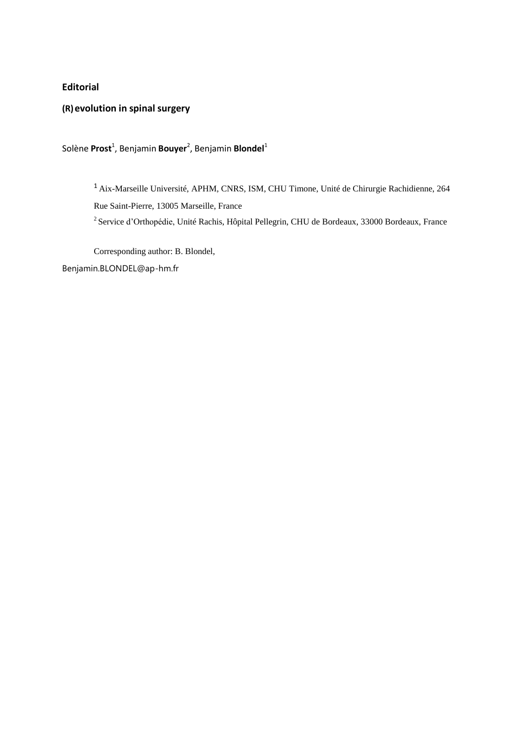**Editorial**

**(R) evolution in spinal surgery**

Solène **Prost**[1], Benjamin **Bouyer**[2], Benjamin **Blondel**[1]

[1] Aix-Marseille Université, APHM, CNRS, ISM, CHU Timone, Unité de Chirurgie Rachidienne, 264 Rue Saint-Pierre, 13005 Marseille, France

[2] Service d'Orthopédie, Unité Rachis, Hôpital Pellegrin, CHU de Bordeaux, 33000 Bordeaux, France

Corresponding author: B. Blondel,

Benjamin.BLONDEL@ap-hm.fr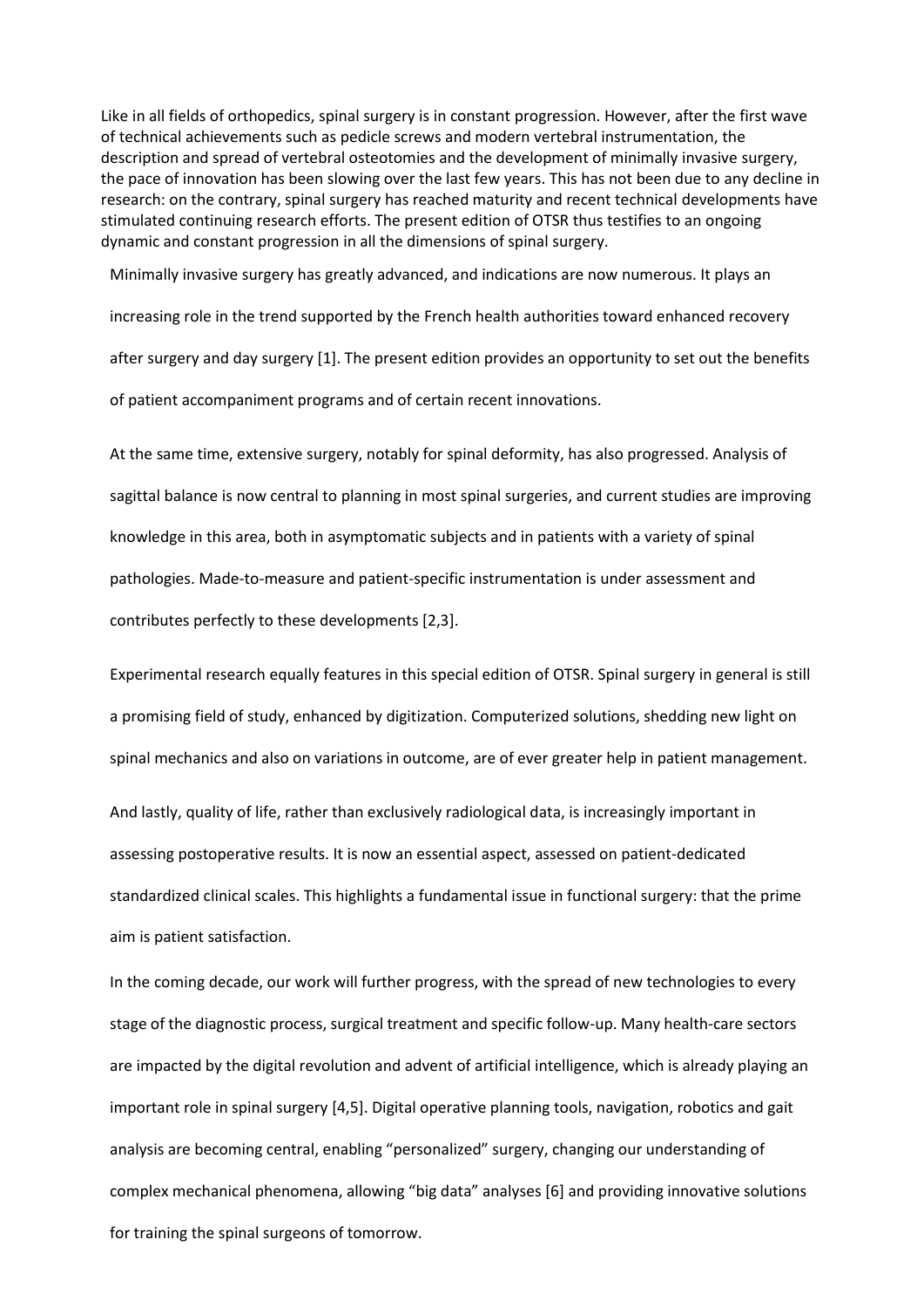Like in all fields of orthopedics, spinal surgery is in constant progression. However, after the first wave of technical achievements such as pedicle screws and modern vertebral instrumentation, the description and spread of vertebral osteotomies and the development of minimally invasive surgery, the pace of innovation has been slowing over the last few years. This has not been due to any decline in research: on the contrary, spinal surgery has reached maturity and recent technical developments have stimulated continuing research efforts. The present edition of OTSR thus testifies to an ongoing dynamic and constant progression in all the dimensions of spinal surgery.

Minimally invasive surgery has greatly advanced, and indications are now numerous. It plays an increasing role in the trend supported by the French health authorities toward enhanced recovery after surgery and day surgery [1]. The present edition provides an opportunity to set out the benefits of patient accompaniment programs and of certain recent innovations.

At the same time, extensive surgery, notably for spinal deformity, has also progressed. Analysis of sagittal balance is now central to planning in most spinal surgeries, and current studies are improving knowledge in this area, both in asymptomatic subjects and in patients with a variety of spinal pathologies. Made-to-measure and patient-specific instrumentation is under assessment and contributes perfectly to these developments [2,3].

Experimental research equally features in this special edition of OTSR. Spinal surgery in general is still a promising field of study, enhanced by digitization. Computerized solutions, shedding new light on spinal mechanics and also on variations in outcome, are of ever greater help in patient management.

And lastly, quality of life, rather than exclusively radiological data, is increasingly important in assessing postoperative results. It is now an essential aspect, assessed on patient-dedicated standardized clinical scales. This highlights a fundamental issue in functional surgery: that the prime aim is patient satisfaction.

In the coming decade, our work will further progress, with the spread of new technologies to every stage of the diagnostic process, surgical treatment and specific follow-up. Many health-care sectors are impacted by the digital revolution and advent of artificial intelligence, which is already playing an important role in spinal surgery [4,5]. Digital operative planning tools, navigation, robotics and gait analysis are becoming central, enabling "personalized" surgery, changing our understanding of complex mechanical phenomena, allowing "big data" analyses [6] and providing innovative solutions for training the spinal surgeons of tomorrow.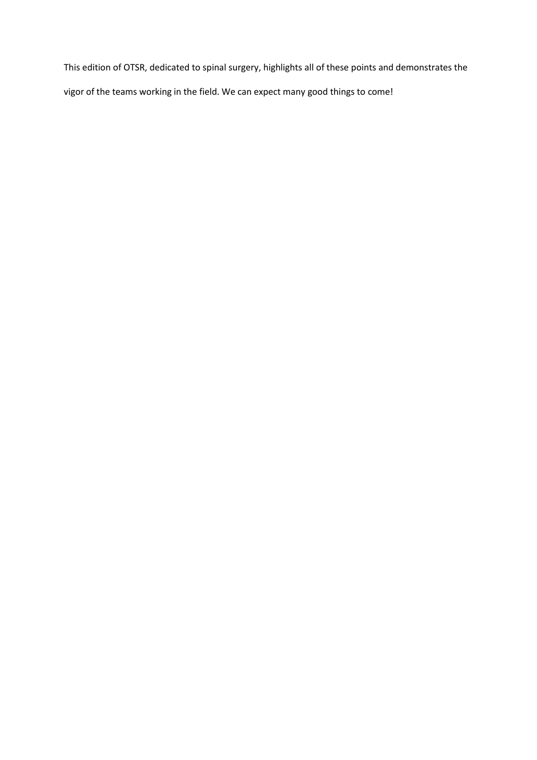This edition of OTSR, dedicated to spinal surgery, highlights all of these points and demonstrates the vigor of the teams working in the field. We can expect many good things to come!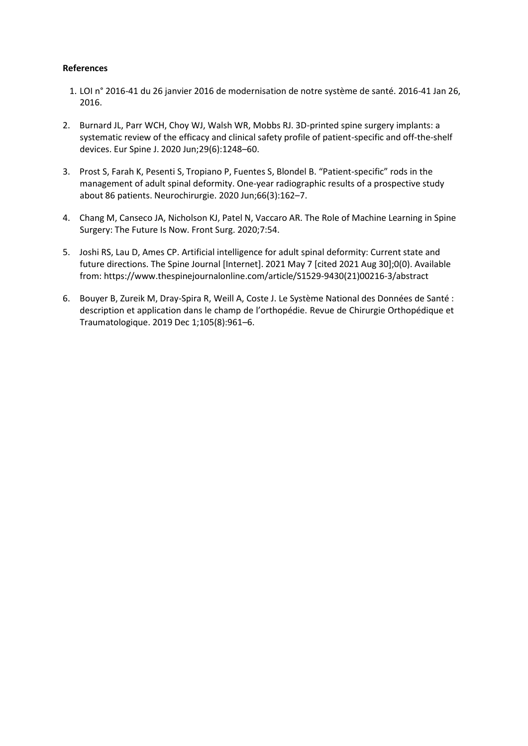**References**

1. LOI n° 2016-41 du 26 janvier 2016 de modernisation de notre système de santé. 2016-41 Jan 26, 2016.

2. Burnard JL, Parr WCH, Choy WJ, Walsh WR, Mobbs RJ. 3D-printed spine surgery implants: a systematic review of the efficacy and clinical safety profile of patient-specific and off-the-shelf devices. Eur Spine J. 2020 Jun;29(6):1248–60.

3. Prost S, Farah K, Pesenti S, Tropiano P, Fuentes S, Blondel B. "Patient-specific" rods in the management of adult spinal deformity. One-year radiographic results of a prospective study about 86 patients. Neurochirurgie. 2020 Jun;66(3):162–7.

4. Chang M, Canseco JA, Nicholson KJ, Patel N, Vaccaro AR. The Role of Machine Learning in Spine Surgery: The Future Is Now. Front Surg. 2020;7:54.

5. Joshi RS, Lau D, Ames CP. Artificial intelligence for adult spinal deformity: Current state and future directions. The Spine Journal [Internet]. 2021 May 7 [cited 2021 Aug 30];0(0). Available from: https://www.thespinejournalonline.com/article/S1529-9430(21)00216-3/abstract

6. Bouyer B, Zureik M, Dray-Spira R, Weill A, Coste J. Le Système National des Données de Santé : description et application dans le champ de l'orthopédie. Revue de Chirurgie Orthopédique et Traumatologique. 2019 Dec 1;105(8):961–6.